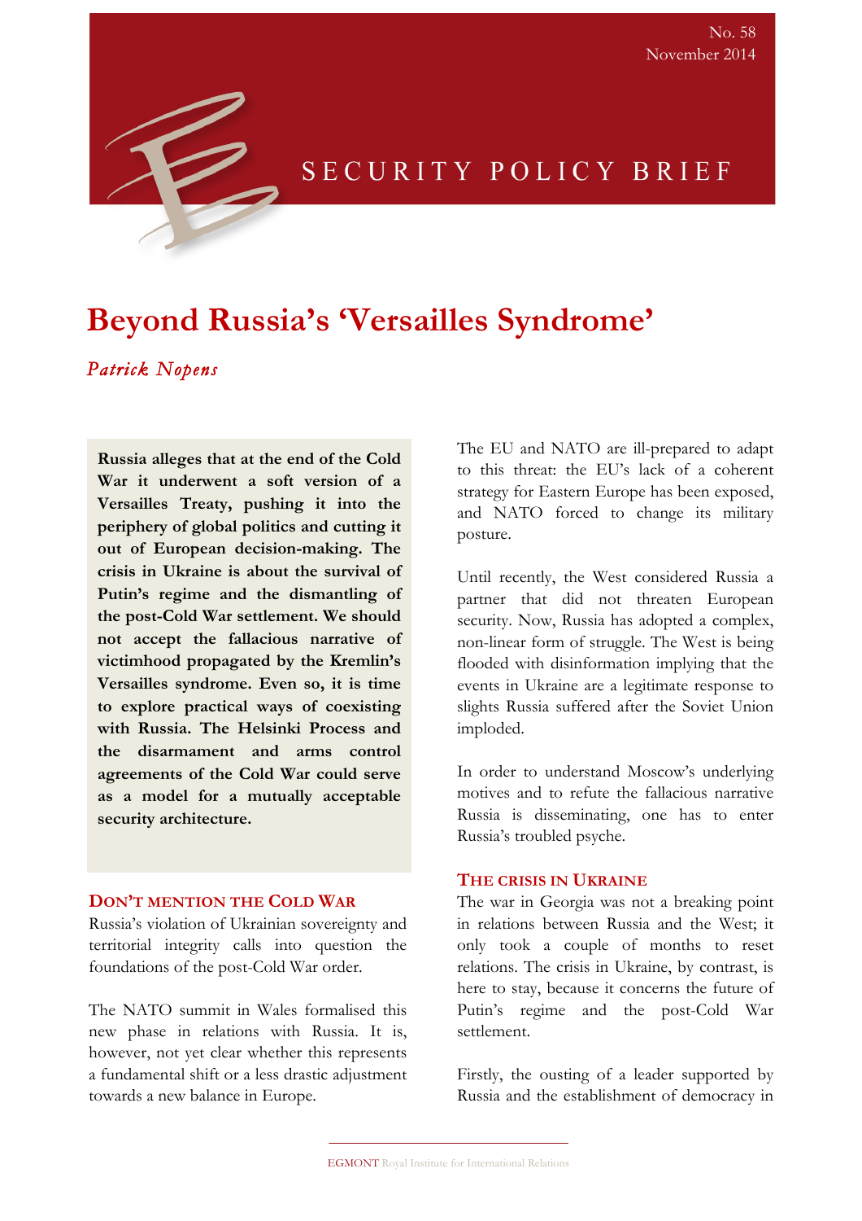No. 58
November 2014

SECURITY POLICY BRIEF

# Beyond Russia's 'Versailles Syndrome'

*Patrick Nopens*

**Russia alleges that at the end of the Cold War it underwent a soft version of a Versailles Treaty, pushing it into the periphery of global politics and cutting it out of European decision-making. The crisis in Ukraine is about the survival of Putin's regime and the dismantling of the post-Cold War settlement. We should not accept the fallacious narrative of victimhood propagated by the Kremlin's Versailles syndrome. Even so, it is time to explore practical ways of coexisting with Russia. The Helsinki Process and the disarmament and arms control agreements of the Cold War could serve as a model for a mutually acceptable security architecture.**

## Don't mention the Cold War

Russia's violation of Ukrainian sovereignty and territorial integrity calls into question the foundations of the post-Cold War order.

The NATO summit in Wales formalised this new phase in relations with Russia. It is, however, not yet clear whether this represents a fundamental shift or a less drastic adjustment towards a new balance in Europe.

The EU and NATO are ill-prepared to adapt to this threat: the EU's lack of a coherent strategy for Eastern Europe has been exposed, and NATO forced to change its military posture.

Until recently, the West considered Russia a partner that did not threaten European security. Now, Russia has adopted a complex, non-linear form of struggle. The West is being flooded with disinformation implying that the events in Ukraine are a legitimate response to slights Russia suffered after the Soviet Union imploded.

In order to understand Moscow's underlying motives and to refute the fallacious narrative Russia is disseminating, one has to enter Russia's troubled psyche.

## The crisis in Ukraine

The war in Georgia was not a breaking point in relations between Russia and the West; it only took a couple of months to reset relations. The crisis in Ukraine, by contrast, is here to stay, because it concerns the future of Putin's regime and the post-Cold War settlement.

Firstly, the ousting of a leader supported by Russia and the establishment of democracy in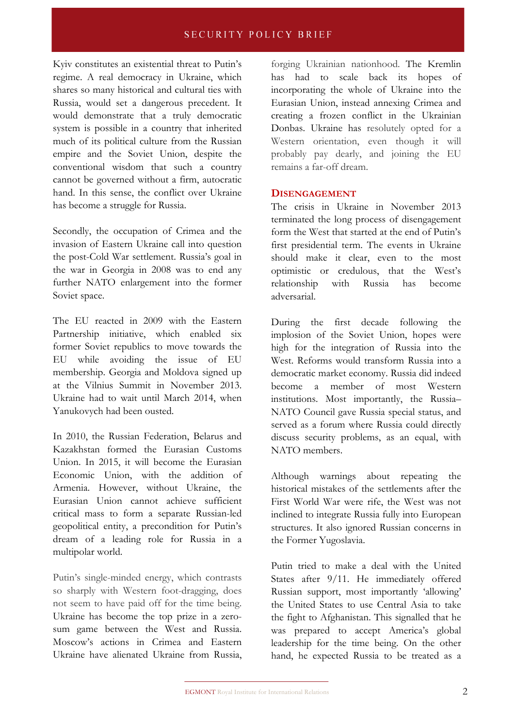Kyiv constitutes an existential threat to Putin's regime. A real democracy in Ukraine, which shares so many historical and cultural ties with Russia, would set a dangerous precedent. It would demonstrate that a truly democratic system is possible in a country that inherited much of its political culture from the Russian empire and the Soviet Union, despite the conventional wisdom that such a country cannot be governed without a firm, autocratic hand. In this sense, the conflict over Ukraine has become a struggle for Russia.

Secondly, the occupation of Crimea and the invasion of Eastern Ukraine call into question the post-Cold War settlement. Russia's goal in the war in Georgia in 2008 was to end any further NATO enlargement into the former Soviet space.

The EU reacted in 2009 with the Eastern Partnership initiative, which enabled six former Soviet republics to move towards the EU while avoiding the issue of EU membership. Georgia and Moldova signed up at the Vilnius Summit in November 2013. Ukraine had to wait until March 2014, when Yanukovych had been ousted.

In 2010, the Russian Federation, Belarus and Kazakhstan formed the Eurasian Customs Union. In 2015, it will become the Eurasian Economic Union, with the addition of Armenia. However, without Ukraine, the Eurasian Union cannot achieve sufficient critical mass to form a separate Russian-led geopolitical entity, a precondition for Putin's dream of a leading role for Russia in a multipolar world.

Putin's single-minded energy, which contrasts so sharply with Western foot-dragging, does not seem to have paid off for the time being. Ukraine has become the top prize in a zero-sum game between the West and Russia. Moscow's actions in Crimea and Eastern Ukraine have alienated Ukraine from Russia, forging Ukrainian nationhood. The Kremlin has had to scale back its hopes of incorporating the whole of Ukraine into the Eurasian Union, instead annexing Crimea and creating a frozen conflict in the Ukrainian Donbas. Ukraine has resolutely opted for a Western orientation, even though it will probably pay dearly, and joining the EU remains a far-off dream.

## Disengagement

The crisis in Ukraine in November 2013 terminated the long process of disengagement form the West that started at the end of Putin's first presidential term. The events in Ukraine should make it clear, even to the most optimistic or credulous, that the West's relationship with Russia has become adversarial.

During the first decade following the implosion of the Soviet Union, hopes were high for the integration of Russia into the West. Reforms would transform Russia into a democratic market economy. Russia did indeed become a member of most Western institutions. Most importantly, the Russia–NATO Council gave Russia special status, and served as a forum where Russia could directly discuss security problems, as an equal, with NATO members.

Although warnings about repeating the historical mistakes of the settlements after the First World War were rife, the West was not inclined to integrate Russia fully into European structures. It also ignored Russian concerns in the Former Yugoslavia.

Putin tried to make a deal with the United States after 9/11. He immediately offered Russian support, most importantly 'allowing' the United States to use Central Asia to take the fight to Afghanistan. This signalled that he was prepared to accept America's global leadership for the time being. On the other hand, he expected Russia to be treated as a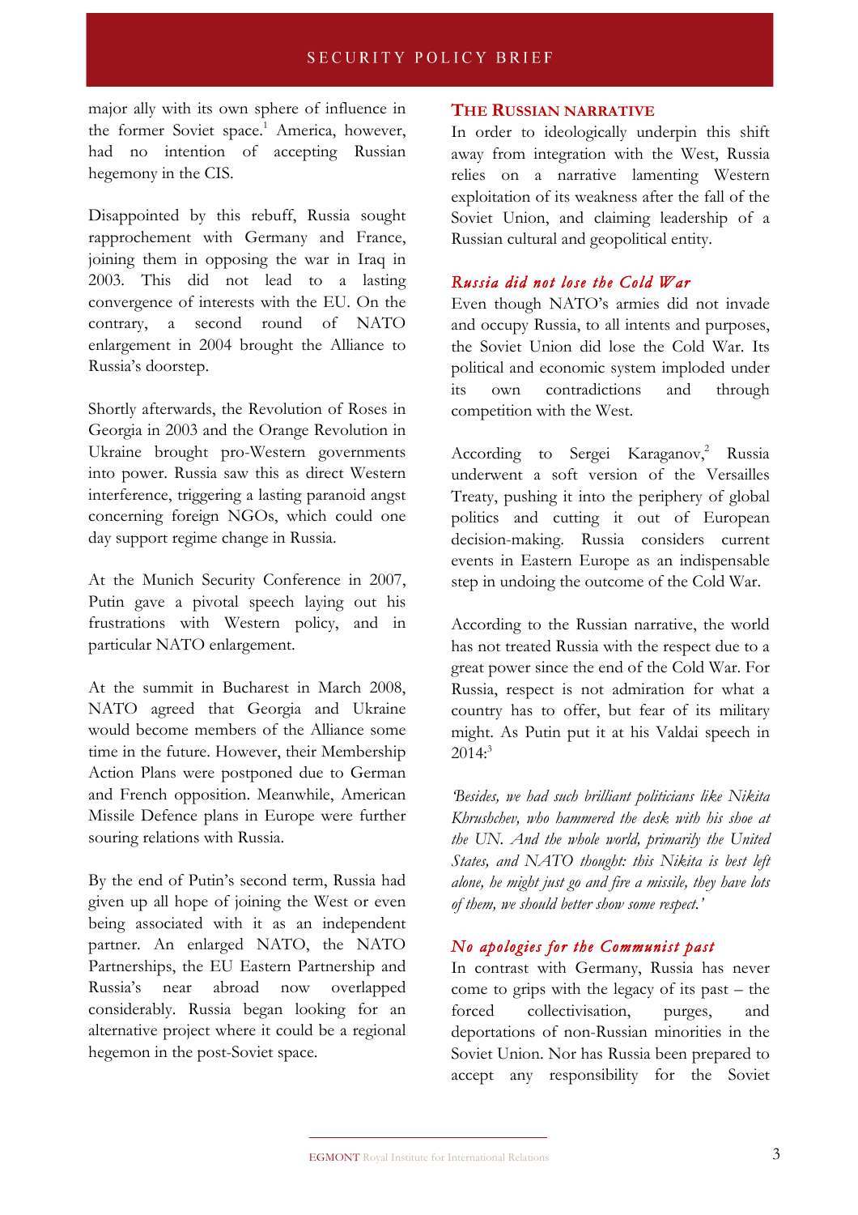major ally with its own sphere of influence in the former Soviet space.[1] America, however, had no intention of accepting Russian hegemony in the CIS.

Disappointed by this rebuff, Russia sought rapprochement with Germany and France, joining them in opposing the war in Iraq in 2003. This did not lead to a lasting convergence of interests with the EU. On the contrary, a second round of NATO enlargement in 2004 brought the Alliance to Russia's doorstep.

Shortly afterwards, the Revolution of Roses in Georgia in 2003 and the Orange Revolution in Ukraine brought pro-Western governments into power. Russia saw this as direct Western interference, triggering a lasting paranoid angst concerning foreign NGOs, which could one day support regime change in Russia.

At the Munich Security Conference in 2007, Putin gave a pivotal speech laying out his frustrations with Western policy, and in particular NATO enlargement.

At the summit in Bucharest in March 2008, NATO agreed that Georgia and Ukraine would become members of the Alliance some time in the future. However, their Membership Action Plans were postponed due to German and French opposition. Meanwhile, American Missile Defence plans in Europe were further souring relations with Russia.

By the end of Putin's second term, Russia had given up all hope of joining the West or even being associated with it as an independent partner. An enlarged NATO, the NATO Partnerships, the EU Eastern Partnership and Russia's near abroad now overlapped considerably. Russia began looking for an alternative project where it could be a regional hegemon in the post-Soviet space.

## The Russian narrative

In order to ideologically underpin this shift away from integration with the West, Russia relies on a narrative lamenting Western exploitation of its weakness after the fall of the Soviet Union, and claiming leadership of a Russian cultural and geopolitical entity.

### *Russia did not lose the Cold War*

Even though NATO's armies did not invade and occupy Russia, to all intents and purposes, the Soviet Union did lose the Cold War. Its political and economic system imploded under its own contradictions and through competition with the West.

According to Sergei Karaganov,[2] Russia underwent a soft version of the Versailles Treaty, pushing it into the periphery of global politics and cutting it out of European decision-making. Russia considers current events in Eastern Europe as an indispensable step in undoing the outcome of the Cold War.

According to the Russian narrative, the world has not treated Russia with the respect due to a great power since the end of the Cold War. For Russia, respect is not admiration for what a country has to offer, but fear of its military might. As Putin put it at his Valdai speech in 2014:[3]

*'Besides, we had such brilliant politicians like Nikita Khrushchev, who hammered the desk with his shoe at the UN. And the whole world, primarily the United States, and NATO thought: this Nikita is best left alone, he might just go and fire a missile, they have lots of them, we should better show some respect.'*

### *No apologies for the Communist past*

In contrast with Germany, Russia has never come to grips with the legacy of its past – the forced collectivisation, purges, and deportations of non-Russian minorities in the Soviet Union. Nor has Russia been prepared to accept any responsibility for the Soviet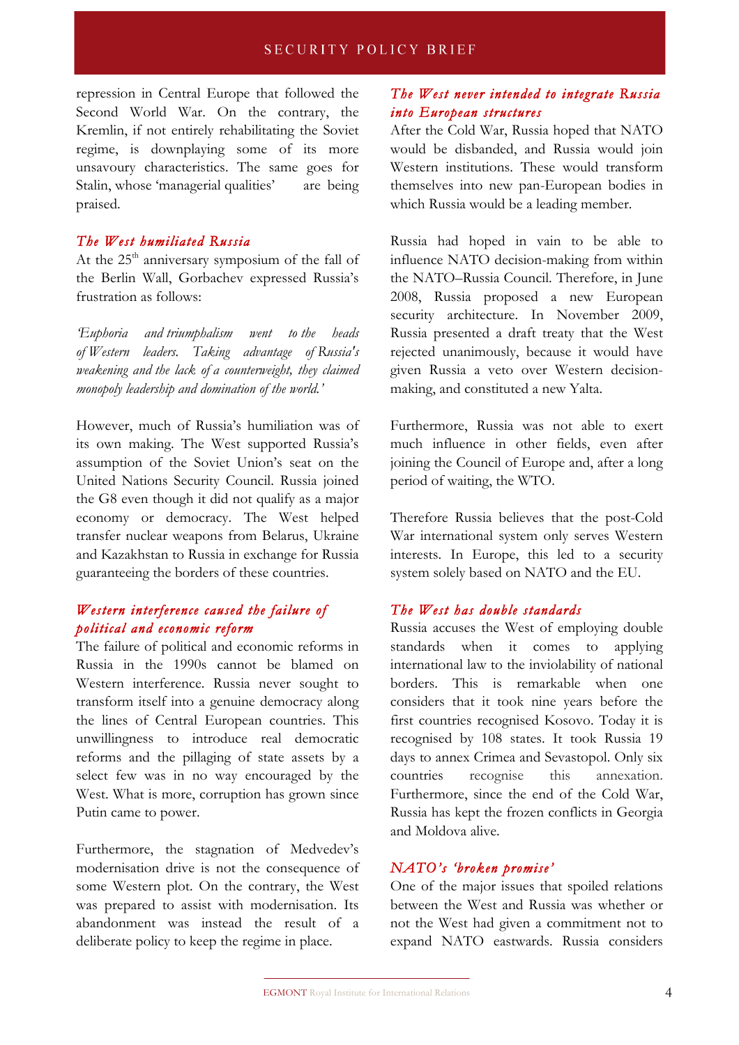repression in Central Europe that followed the Second World War. On the contrary, the Kremlin, if not entirely rehabilitating the Soviet regime, is downplaying some of its more unsavoury characteristics. The same goes for Stalin, whose 'managerial qualities' are being praised.

### *The West humiliated Russia*

At the 25th anniversary symposium of the fall of the Berlin Wall, Gorbachev expressed Russia's frustration as follows:

*'Euphoria and triumphalism went to the heads of Western leaders. Taking advantage of Russia's weakening and the lack of a counterweight, they claimed monopoly leadership and domination of the world.'*

However, much of Russia's humiliation was of its own making. The West supported Russia's assumption of the Soviet Union's seat on the United Nations Security Council. Russia joined the G8 even though it did not qualify as a major economy or democracy. The West helped transfer nuclear weapons from Belarus, Ukraine and Kazakhstan to Russia in exchange for Russia guaranteeing the borders of these countries.

### *Western interference caused the failure of political and economic reform*

The failure of political and economic reforms in Russia in the 1990s cannot be blamed on Western interference. Russia never sought to transform itself into a genuine democracy along the lines of Central European countries. This unwillingness to introduce real democratic reforms and the pillaging of state assets by a select few was in no way encouraged by the West. What is more, corruption has grown since Putin came to power.

Furthermore, the stagnation of Medvedev's modernisation drive is not the consequence of some Western plot. On the contrary, the West was prepared to assist with modernisation. Its abandonment was instead the result of a deliberate policy to keep the regime in place.

### *The West never intended to integrate Russia into European structures*

After the Cold War, Russia hoped that NATO would be disbanded, and Russia would join Western institutions. These would transform themselves into new pan-European bodies in which Russia would be a leading member.

Russia had hoped in vain to be able to influence NATO decision-making from within the NATO–Russia Council. Therefore, in June 2008, Russia proposed a new European security architecture. In November 2009, Russia presented a draft treaty that the West rejected unanimously, because it would have given Russia a veto over Western decision-making, and constituted a new Yalta.

Furthermore, Russia was not able to exert much influence in other fields, even after joining the Council of Europe and, after a long period of waiting, the WTO.

Therefore Russia believes that the post-Cold War international system only serves Western interests. In Europe, this led to a security system solely based on NATO and the EU.

### *The West has double standards*

Russia accuses the West of employing double standards when it comes to applying international law to the inviolability of national borders. This is remarkable when one considers that it took nine years before the first countries recognised Kosovo. Today it is recognised by 108 states. It took Russia 19 days to annex Crimea and Sevastopol. Only six countries recognise this annexation. Furthermore, since the end of the Cold War, Russia has kept the frozen conflicts in Georgia and Moldova alive.

### *NATO's 'broken promise'*

One of the major issues that spoiled relations between the West and Russia was whether or not the West had given a commitment not to expand NATO eastwards. Russia considers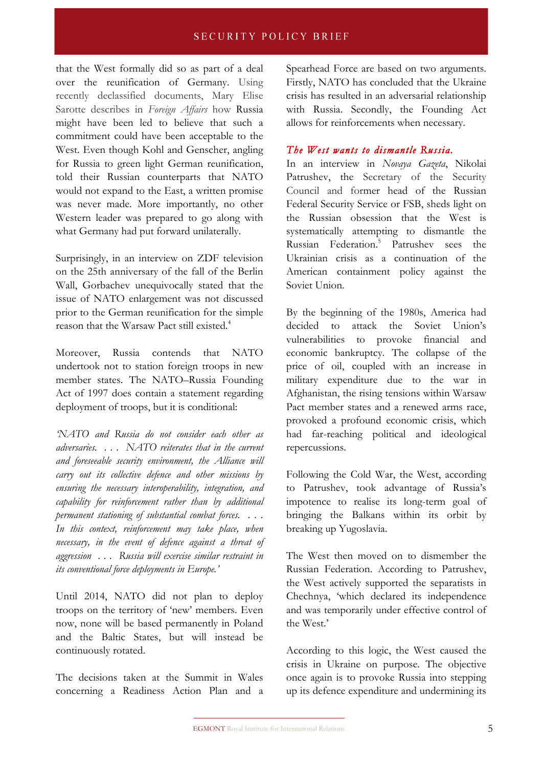that the West formally did so as part of a deal over the reunification of Germany. Using recently declassified documents, Mary Elise Sarotte describes in *Foreign Affairs* how Russia might have been led to believe that such a commitment could have been acceptable to the West. Even though Kohl and Genscher, angling for Russia to green light German reunification, told their Russian counterparts that NATO would not expand to the East, a written promise was never made. More importantly, no other Western leader was prepared to go along with what Germany had put forward unilaterally.

Surprisingly, in an interview on ZDF television on the 25th anniversary of the fall of the Berlin Wall, Gorbachev unequivocally stated that the issue of NATO enlargement was not discussed prior to the German reunification for the simple reason that the Warsaw Pact still existed.[4]

Moreover, Russia contends that NATO undertook not to station foreign troops in new member states. The NATO–Russia Founding Act of 1997 does contain a statement regarding deployment of troops, but it is conditional:

*'NATO and Russia do not consider each other as adversaries. . . . NATO reiterates that in the current and foreseeable security environment, the Alliance will carry out its collective defence and other missions by ensuring the necessary interoperability, integration, and capability for reinforcement rather than by additional permanent stationing of substantial combat forces. . . . In this context, reinforcement may take place, when necessary, in the event of defence against a threat of aggression . . . Russia will exercise similar restraint in its conventional force deployments in Europe.'*

Until 2014, NATO did not plan to deploy troops on the territory of 'new' members. Even now, none will be based permanently in Poland and the Baltic States, but will instead be continuously rotated.

The decisions taken at the Summit in Wales concerning a Readiness Action Plan and a Spearhead Force are based on two arguments. Firstly, NATO has concluded that the Ukraine crisis has resulted in an adversarial relationship with Russia. Secondly, the Founding Act allows for reinforcements when necessary.

### *The West wants to dismantle Russia.*

In an interview in *Novaya Gazeta*, Nikolai Patrushev, the Secretary of the Security Council and former head of the Russian Federal Security Service or FSB, sheds light on the Russian obsession that the West is systematically attempting to dismantle the Russian Federation.[5] Patrushev sees the Ukrainian crisis as a continuation of the American containment policy against the Soviet Union.

By the beginning of the 1980s, America had decided to attack the Soviet Union's vulnerabilities to provoke financial and economic bankruptcy. The collapse of the price of oil, coupled with an increase in military expenditure due to the war in Afghanistan, the rising tensions within Warsaw Pact member states and a renewed arms race, provoked a profound economic crisis, which had far-reaching political and ideological repercussions.

Following the Cold War, the West, according to Patrushev, took advantage of Russia's impotence to realise its long-term goal of bringing the Balkans within its orbit by breaking up Yugoslavia.

The West then moved on to dismember the Russian Federation. According to Patrushev, the West actively supported the separatists in Chechnya, 'which declared its independence and was temporarily under effective control of the West.'

According to this logic, the West caused the crisis in Ukraine on purpose. The objective once again is to provoke Russia into stepping up its defence expenditure and undermining its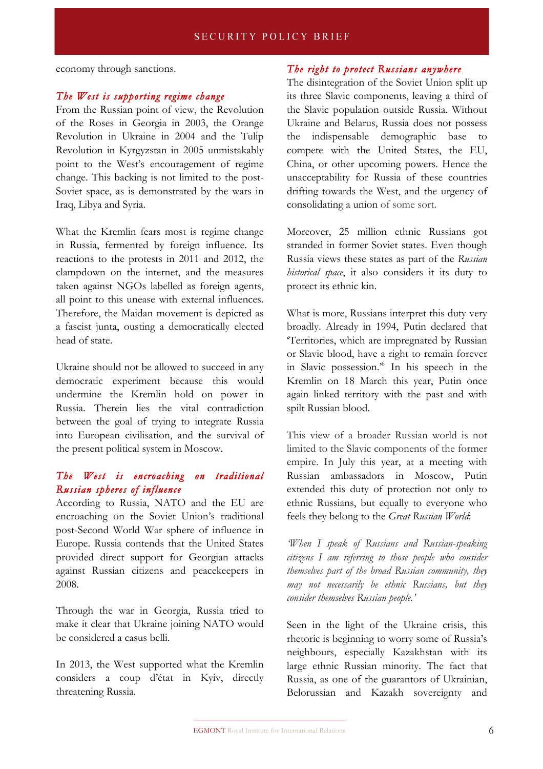economy through sanctions.

### *The West is supporting regime change*

From the Russian point of view, the Revolution of the Roses in Georgia in 2003, the Orange Revolution in Ukraine in 2004 and the Tulip Revolution in Kyrgyzstan in 2005 unmistakably point to the West's encouragement of regime change. This backing is not limited to the post-Soviet space, as is demonstrated by the wars in Iraq, Libya and Syria.

What the Kremlin fears most is regime change in Russia, fermented by foreign influence. Its reactions to the protests in 2011 and 2012, the clampdown on the internet, and the measures taken against NGOs labelled as foreign agents, all point to this unease with external influences. Therefore, the Maidan movement is depicted as a fascist junta, ousting a democratically elected head of state.

Ukraine should not be allowed to succeed in any democratic experiment because this would undermine the Kremlin hold on power in Russia. Therein lies the vital contradiction between the goal of trying to integrate Russia into European civilisation, and the survival of the present political system in Moscow.

### *The West is encroaching on traditional Russian spheres of influence*

According to Russia, NATO and the EU are encroaching on the Soviet Union's traditional post-Second World War sphere of influence in Europe. Russia contends that the United States provided direct support for Georgian attacks against Russian citizens and peacekeepers in 2008.

Through the war in Georgia, Russia tried to make it clear that Ukraine joining NATO would be considered a casus belli.

In 2013, the West supported what the Kremlin considers a coup d'état in Kyiv, directly threatening Russia.

### *The right to protect Russians anywhere*

The disintegration of the Soviet Union split up its three Slavic components, leaving a third of the Slavic population outside Russia. Without Ukraine and Belarus, Russia does not possess the indispensable demographic base to compete with the United States, the EU, China, or other upcoming powers. Hence the unacceptability for Russia of these countries drifting towards the West, and the urgency of consolidating a union of some sort.

Moreover, 25 million ethnic Russians got stranded in former Soviet states. Even though Russia views these states as part of the *Russian historical space*, it also considers it its duty to protect its ethnic kin.

What is more, Russians interpret this duty very broadly. Already in 1994, Putin declared that 'Territories, which are impregnated by Russian or Slavic blood, have a right to remain forever in Slavic possession.'[6] In his speech in the Kremlin on 18 March this year, Putin once again linked territory with the past and with spilt Russian blood.

This view of a broader Russian world is not limited to the Slavic components of the former empire. In July this year, at a meeting with Russian ambassadors in Moscow, Putin extended this duty of protection not only to ethnic Russians, but equally to everyone who feels they belong to the *Great Russian World*:

*'When I speak of Russians and Russian-speaking citizens I am referring to those people who consider themselves part of the broad Russian community, they may not necessarily be ethnic Russians, but they consider themselves Russian people.'*

Seen in the light of the Ukraine crisis, this rhetoric is beginning to worry some of Russia's neighbours, especially Kazakhstan with its large ethnic Russian minority. The fact that Russia, as one of the guarantors of Ukrainian, Belorussian and Kazakh sovereignty and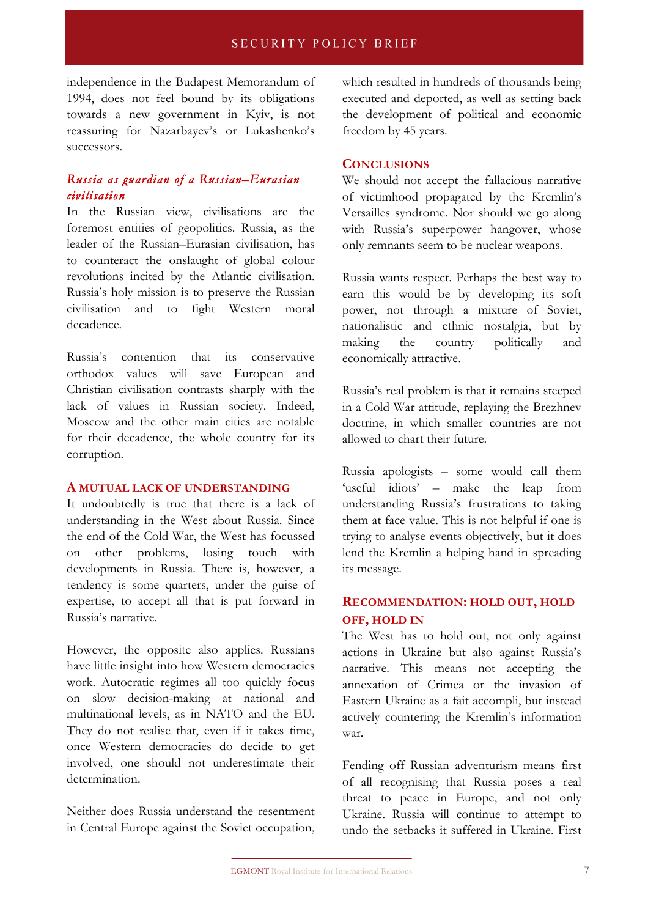independence in the Budapest Memorandum of 1994, does not feel bound by its obligations towards a new government in Kyiv, is not reassuring for Nazarbayev's or Lukashenko's successors.

### *Russia as guardian of a Russian–Eurasian civilisation*

In the Russian view, civilisations are the foremost entities of geopolitics. Russia, as the leader of the Russian–Eurasian civilisation, has to counteract the onslaught of global colour revolutions incited by the Atlantic civilisation. Russia's holy mission is to preserve the Russian civilisation and to fight Western moral decadence.

Russia's contention that its conservative orthodox values will save European and Christian civilisation contrasts sharply with the lack of values in Russian society. Indeed, Moscow and the other main cities are notable for their decadence, the whole country for its corruption.

## A MUTUAL LACK OF UNDERSTANDING

It undoubtedly is true that there is a lack of understanding in the West about Russia. Since the end of the Cold War, the West has focussed on other problems, losing touch with developments in Russia. There is, however, a tendency is some quarters, under the guise of expertise, to accept all that is put forward in Russia's narrative.

However, the opposite also applies. Russians have little insight into how Western democracies work. Autocratic regimes all too quickly focus on slow decision-making at national and multinational levels, as in NATO and the EU. They do not realise that, even if it takes time, once Western democracies do decide to get involved, one should not underestimate their determination.

Neither does Russia understand the resentment in Central Europe against the Soviet occupation, which resulted in hundreds of thousands being executed and deported, as well as setting back the development of political and economic freedom by 45 years.

## CONCLUSIONS

We should not accept the fallacious narrative of victimhood propagated by the Kremlin's Versailles syndrome. Nor should we go along with Russia's superpower hangover, whose only remnants seem to be nuclear weapons.

Russia wants respect. Perhaps the best way to earn this would be by developing its soft power, not through a mixture of Soviet, nationalistic and ethnic nostalgia, but by making the country politically and economically attractive.

Russia's real problem is that it remains steeped in a Cold War attitude, replaying the Brezhnev doctrine, in which smaller countries are not allowed to chart their future.

Russia apologists – some would call them 'useful idiots' – make the leap from understanding Russia's frustrations to taking them at face value. This is not helpful if one is trying to analyse events objectively, but it does lend the Kremlin a helping hand in spreading its message.

## RECOMMENDATION: HOLD OUT, HOLD OFF, HOLD IN

The West has to hold out, not only against actions in Ukraine but also against Russia's narrative. This means not accepting the annexation of Crimea or the invasion of Eastern Ukraine as a fait accompli, but instead actively countering the Kremlin's information war.

Fending off Russian adventurism means first of all recognising that Russia poses a real threat to peace in Europe, and not only Ukraine. Russia will continue to attempt to undo the setbacks it suffered in Ukraine. First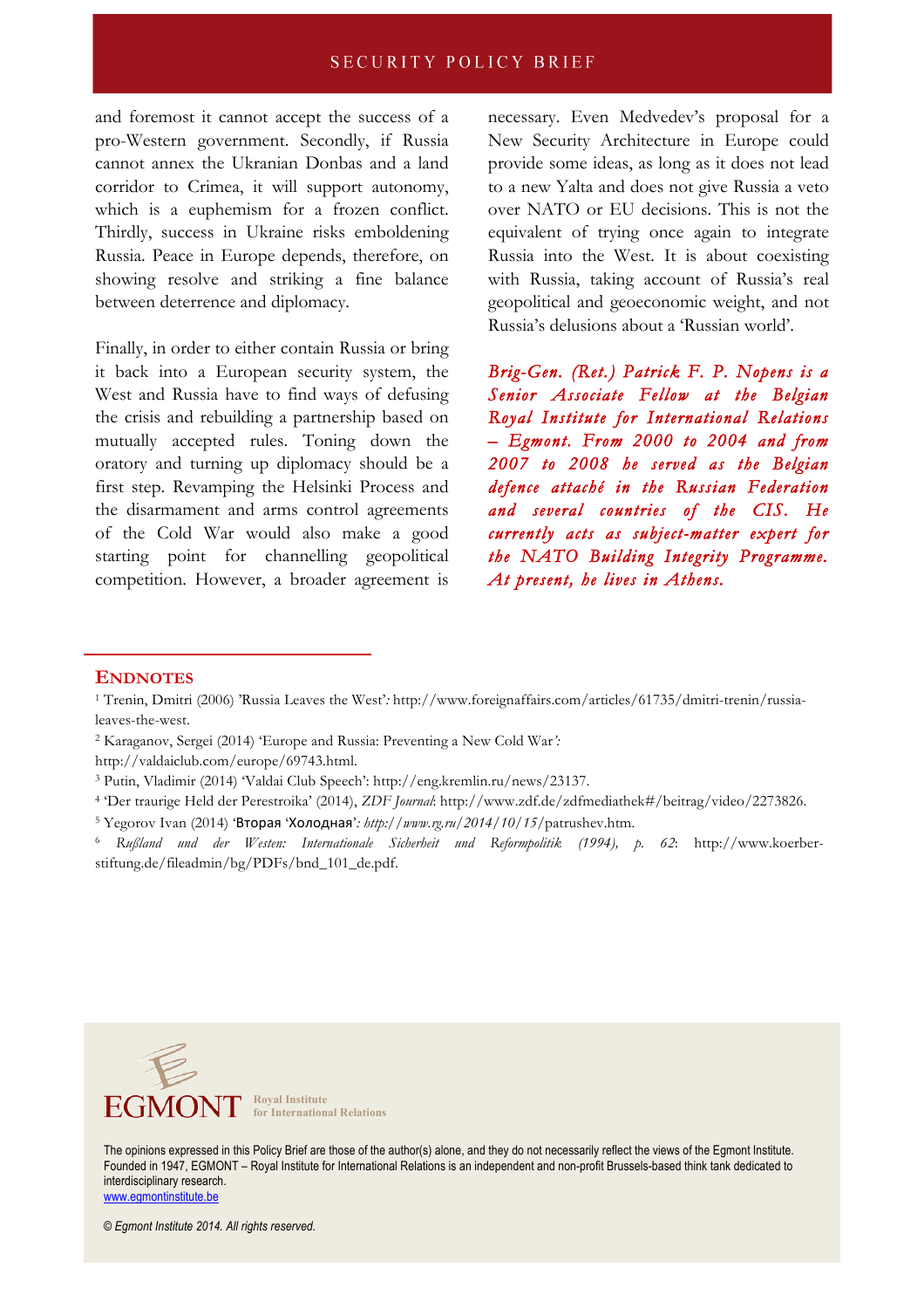and foremost it cannot accept the success of a pro-Western government. Secondly, if Russia cannot annex the Ukranian Donbas and a land corridor to Crimea, it will support autonomy, which is a euphemism for a frozen conflict. Thirdly, success in Ukraine risks emboldening Russia. Peace in Europe depends, therefore, on showing resolve and striking a fine balance between deterrence and diplomacy.

Finally, in order to either contain Russia or bring it back into a European security system, the West and Russia have to find ways of defusing the crisis and rebuilding a partnership based on mutually accepted rules. Toning down the oratory and turning up diplomacy should be a first step. Revamping the Helsinki Process and the disarmament and arms control agreements of the Cold War would also make a good starting point for channelling geopolitical competition. However, a broader agreement is necessary. Even Medvedev's proposal for a New Security Architecture in Europe could provide some ideas, as long as it does not lead to a new Yalta and does not give Russia a veto over NATO or EU decisions. This is not the equivalent of trying once again to integrate Russia into the West. It is about coexisting with Russia, taking account of Russia's real geopolitical and geoeconomic weight, and not Russia's delusions about a 'Russian world'.

*Brig-Gen. (Ret.) Patrick F. P. Nopens is a Senior Associate Fellow at the Belgian Royal Institute for International Relations – Egmont. From 2000 to 2004 and from 2007 to 2008 he served as the Belgian defence attaché in the Russian Federation and several countries of the CIS. He currently acts as subject-matter expert for the NATO Building Integrity Programme. At present, he lives in Athens.*

## Endnotes

[1] Trenin, Dmitri (2006) 'Russia Leaves the West': http://www.foreignaffairs.com/articles/61735/dmitri-trenin/russia-leaves-the-west.

[2] Karaganov, Sergei (2014) 'Europe and Russia: Preventing a New Cold War': http://valdaiclub.com/europe/69743.html.

[3] Putin, Vladimir (2014) 'Valdai Club Speech': http://eng.kremlin.ru/news/23137.

[4] 'Der traurige Held der Perestroika' (2014), *ZDF Journal*: http://www.zdf.de/zdfmediathek#/beitrag/video/2273826.

[5] Yegorov Ivan (2014) 'Вторая 'Холодная': *http://www.rg.ru/2014/10/15/*patrushev.htm.

[6] *Rußland und der Westen: Internationale Sicherheit und Reformpolitik (1994), p. 62*: http://www.koerber-stiftung.de/fileadmin/bg/PDFs/bnd_101_de.pdf.

EGMONT Royal Institute for International Relations

The opinions expressed in this Policy Brief are those of the author(s) alone, and they do not necessarily reflect the views of the Egmont Institute. Founded in 1947, EGMONT – Royal Institute for International Relations is an independent and non-profit Brussels-based think tank dedicated to interdisciplinary research.
www.egmontinstitute.be

*© Egmont Institute 2014. All rights reserved.*